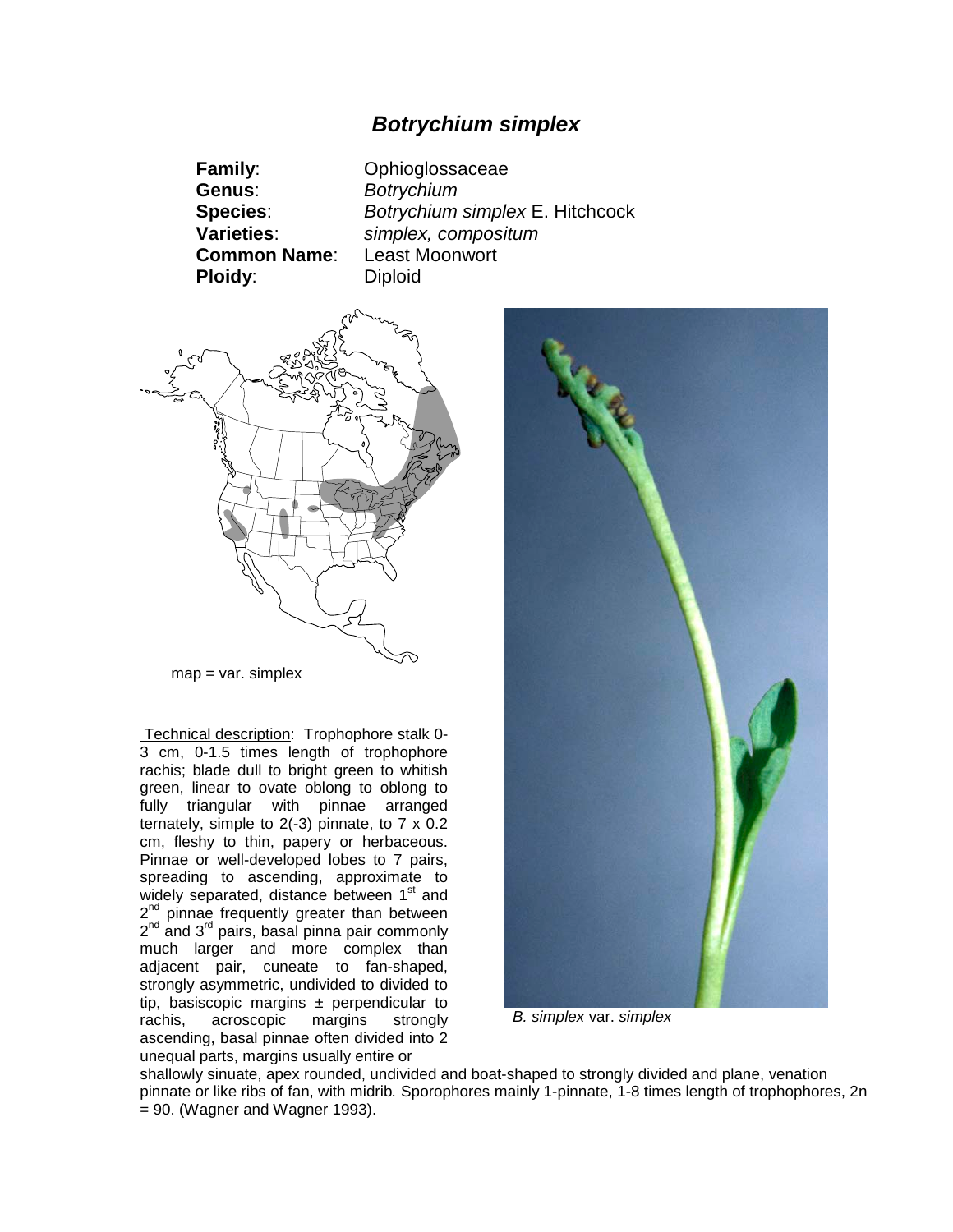# *Botrychium simplex*

**Family**: Ophioglossaceae
**Genus**: *Botrychium*
**Species**: *Botrychium simplex* E. Hitchcock
**Varieties**: *simplex, compositum*
**Common Name**: Least Moonwort
**Ploidy**: Diploid

map = var. simplex

*B. simplex* var. *simplex*

Technical description: Trophophore stalk 0-3 cm, 0-1.5 times length of trophophore rachis; blade dull to bright green to whitish green, linear to ovate oblong to oblong to fully triangular with pinnae arranged ternately, simple to 2(-3) pinnate, to 7 x 0.2 cm, fleshy to thin, papery or herbaceous. Pinnae or well-developed lobes to 7 pairs, spreading to ascending, approximate to widely separated, distance between 1st and 2nd pinnae frequently greater than between 2nd and 3rd pairs, basal pinna pair commonly much larger and more complex than adjacent pair, cuneate to fan-shaped, strongly asymmetric, undivided to divided to tip, basiscopic margins ± perpendicular to rachis, acroscopic margins strongly ascending, basal pinnae often divided into 2 unequal parts, margins usually entire or shallowly sinuate, apex rounded, undivided and boat-shaped to strongly divided and plane, venation pinnate or like ribs of fan, with midrib*.* Sporophores mainly 1-pinnate, 1-8 times length of trophophores, 2n = 90. (Wagner and Wagner 1993).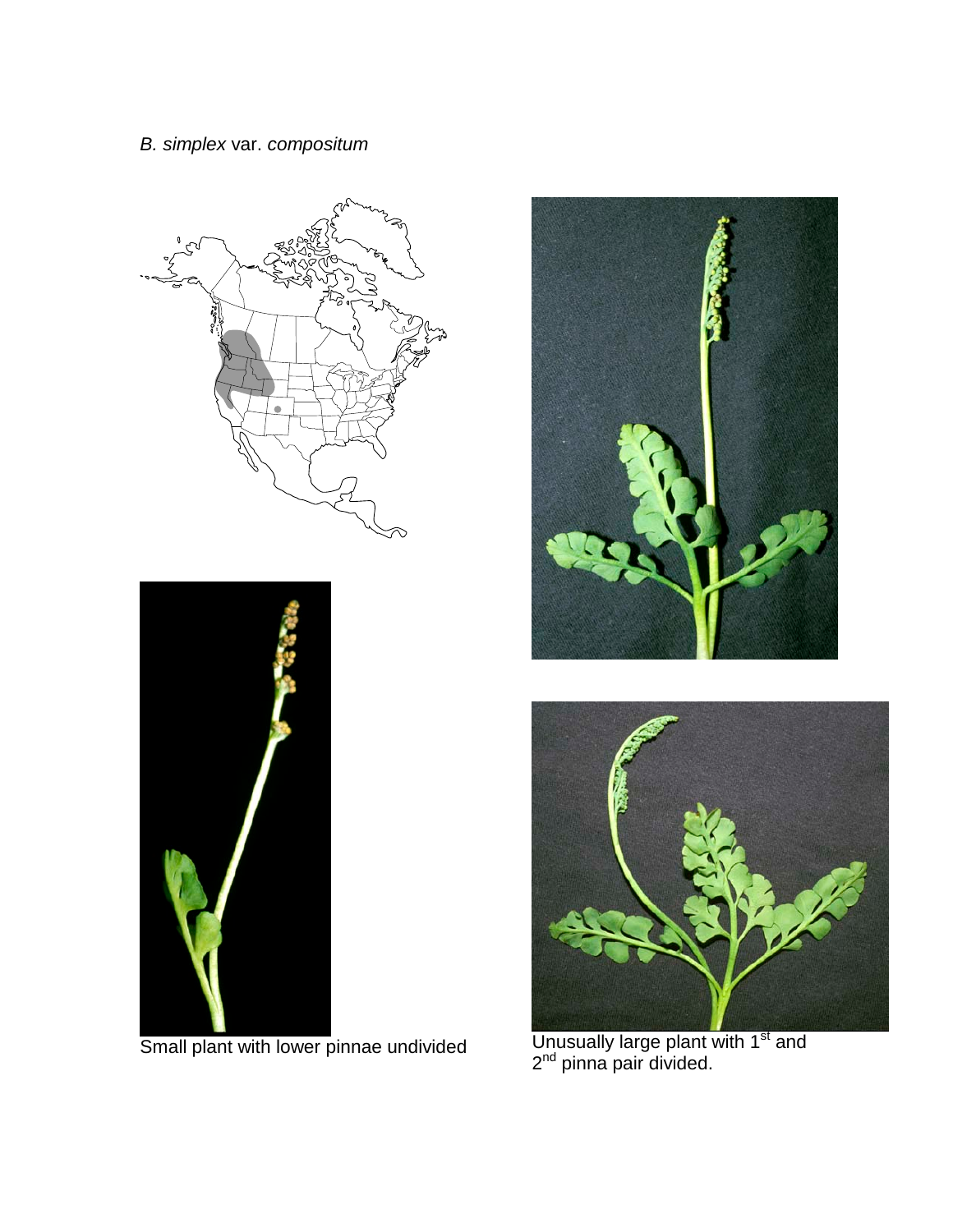*B. simplex* var. *compositum*

Small plant with lower pinnae undivided

Unusually large plant with 1st and 2nd pinna pair divided.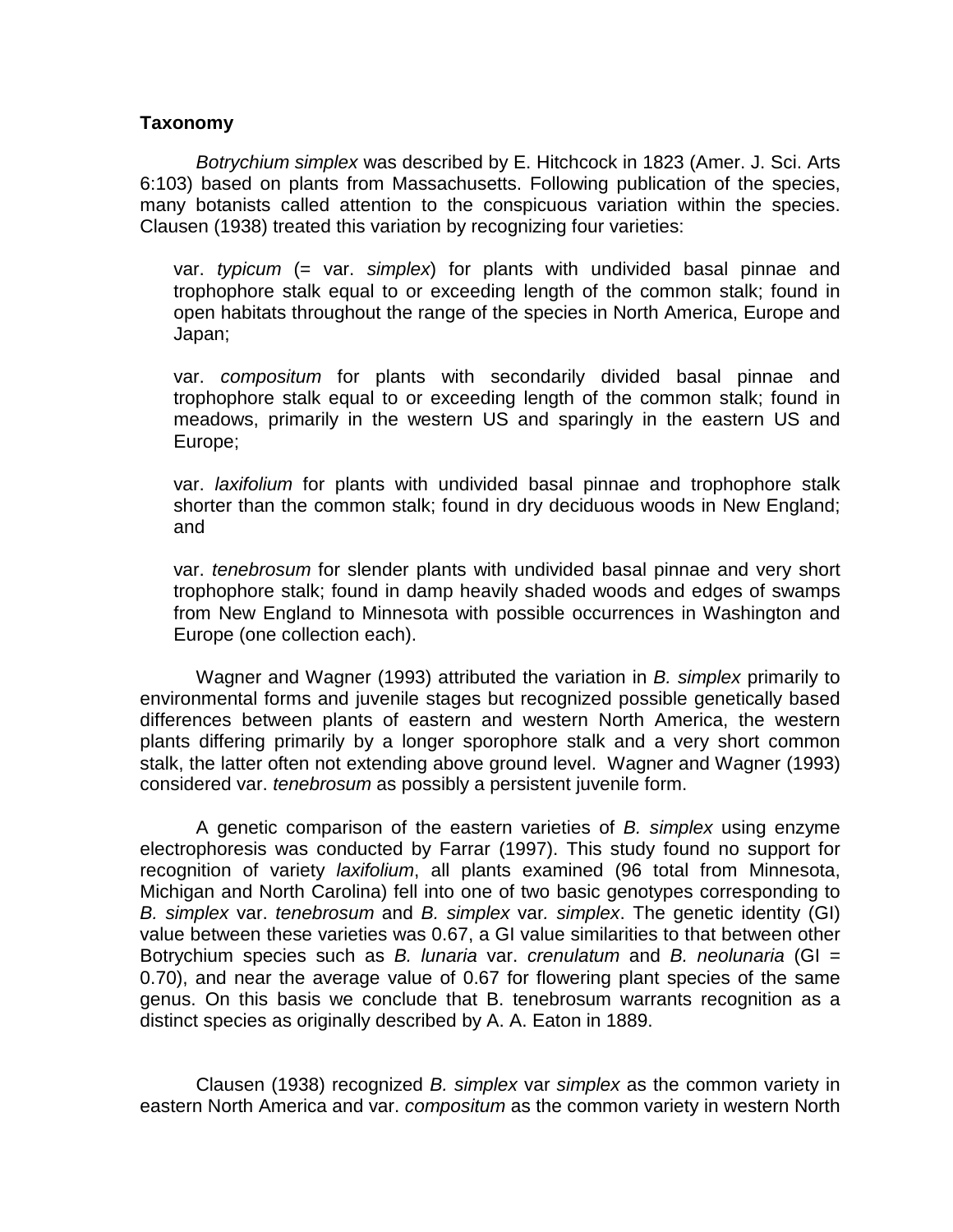## Taxonomy

*Botrychium simplex* was described by E. Hitchcock in 1823 (Amer. J. Sci. Arts 6:103) based on plants from Massachusetts. Following publication of the species, many botanists called attention to the conspicuous variation within the species. Clausen (1938) treated this variation by recognizing four varieties:

> var. *typicum* (= var. *simplex*) for plants with undivided basal pinnae and trophophore stalk equal to or exceeding length of the common stalk; found in open habitats throughout the range of the species in North America, Europe and Japan;
>
> var. *compositum* for plants with secondarily divided basal pinnae and trophophore stalk equal to or exceeding length of the common stalk; found in meadows, primarily in the western US and sparingly in the eastern US and Europe;
>
> var. *laxifolium* for plants with undivided basal pinnae and trophophore stalk shorter than the common stalk; found in dry deciduous woods in New England; and
>
> var. *tenebrosum* for slender plants with undivided basal pinnae and very short trophophore stalk; found in damp heavily shaded woods and edges of swamps from New England to Minnesota with possible occurrences in Washington and Europe (one collection each).

Wagner and Wagner (1993) attributed the variation in *B. simplex* primarily to environmental forms and juvenile stages but recognized possible genetically based differences between plants of eastern and western North America, the western plants differing primarily by a longer sporophore stalk and a very short common stalk, the latter often not extending above ground level. Wagner and Wagner (1993) considered var. *tenebrosum* as possibly a persistent juvenile form.

A genetic comparison of the eastern varieties of *B. simplex* using enzyme electrophoresis was conducted by Farrar (1997). This study found no support for recognition of variety *laxifolium*, all plants examined (96 total from Minnesota, Michigan and North Carolina) fell into one of two basic genotypes corresponding to *B. simplex* var. *tenebrosum* and *B. simplex* var. *simplex*. The genetic identity (GI) value between these varieties was 0.67, a GI value similarities to that between other Botrychium species such as *B. lunaria* var. *crenulatum* and *B. neolunaria* (GI = 0.70), and near the average value of 0.67 for flowering plant species of the same genus. On this basis we conclude that B. tenebrosum warrants recognition as a distinct species as originally described by A. A. Eaton in 1889.

Clausen (1938) recognized *B. simplex* var *simplex* as the common variety in eastern North America and var. *compositum* as the common variety in western North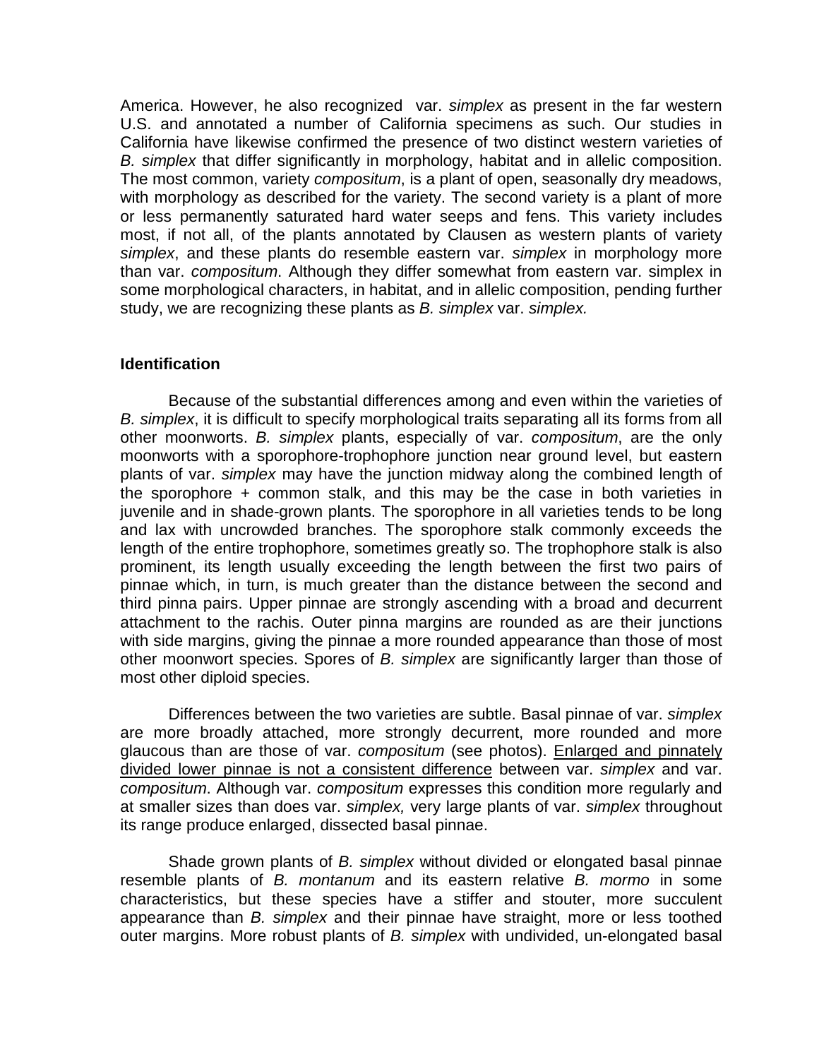America. However, he also recognized var. *simplex* as present in the far western U.S. and annotated a number of California specimens as such. Our studies in California have likewise confirmed the presence of two distinct western varieties of *B. simplex* that differ significantly in morphology, habitat and in allelic composition. The most common, variety *compositum*, is a plant of open, seasonally dry meadows, with morphology as described for the variety. The second variety is a plant of more or less permanently saturated hard water seeps and fens. This variety includes most, if not all, of the plants annotated by Clausen as western plants of variety *simplex*, and these plants do resemble eastern var. *simplex* in morphology more than var. *compositum*. Although they differ somewhat from eastern var. simplex in some morphological characters, in habitat, and in allelic composition, pending further study, we are recognizing these plants as *B. simplex* var. *simplex.*

### Identification

Because of the substantial differences among and even within the varieties of *B. simplex*, it is difficult to specify morphological traits separating all its forms from all other moonworts. *B. simplex* plants, especially of var. *compositum*, are the only moonworts with a sporophore-trophophore junction near ground level, but eastern plants of var. *simplex* may have the junction midway along the combined length of the sporophore + common stalk, and this may be the case in both varieties in juvenile and in shade-grown plants. The sporophore in all varieties tends to be long and lax with uncrowded branches. The sporophore stalk commonly exceeds the length of the entire trophophore, sometimes greatly so. The trophophore stalk is also prominent, its length usually exceeding the length between the first two pairs of pinnae which, in turn, is much greater than the distance between the second and third pinna pairs. Upper pinnae are strongly ascending with a broad and decurrent attachment to the rachis. Outer pinna margins are rounded as are their junctions with side margins, giving the pinnae a more rounded appearance than those of most other moonwort species. Spores of *B. simplex* are significantly larger than those of most other diploid species.

Differences between the two varieties are subtle. Basal pinnae of var. *simplex* are more broadly attached, more strongly decurrent, more rounded and more glaucous than are those of var. *compositum* (see photos). <u>Enlarged and pinnately divided lower pinnae is not a consistent difference</u> between var. *simplex* and var. *compositum*. Although var. *compositum* expresses this condition more regularly and at smaller sizes than does var. *simplex,* very large plants of var. *simplex* throughout its range produce enlarged, dissected basal pinnae.

Shade grown plants of *B. simplex* without divided or elongated basal pinnae resemble plants of *B. montanum* and its eastern relative *B. mormo* in some characteristics, but these species have a stiffer and stouter, more succulent appearance than *B. simplex* and their pinnae have straight, more or less toothed outer margins. More robust plants of *B. simplex* with undivided, un-elongated basal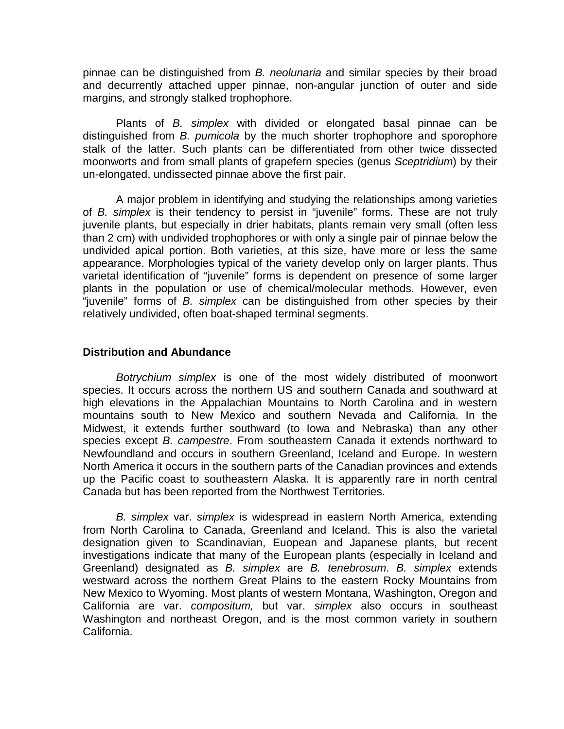pinnae can be distinguished from *B. neolunaria* and similar species by their broad and decurrently attached upper pinnae, non-angular junction of outer and side margins, and strongly stalked trophophore.

Plants of *B. simplex* with divided or elongated basal pinnae can be distinguished from *B. pumicola* by the much shorter trophophore and sporophore stalk of the latter. Such plants can be differentiated from other twice dissected moonworts and from small plants of grapefern species (genus *Sceptridium*) by their un-elongated, undissected pinnae above the first pair.

A major problem in identifying and studying the relationships among varieties of *B. simplex* is their tendency to persist in "juvenile" forms. These are not truly juvenile plants, but especially in drier habitats, plants remain very small (often less than 2 cm) with undivided trophophores or with only a single pair of pinnae below the undivided apical portion. Both varieties, at this size, have more or less the same appearance. Morphologies typical of the variety develop only on larger plants. Thus varietal identification of "juvenile" forms is dependent on presence of some larger plants in the population or use of chemical/molecular methods. However, even "juvenile" forms of *B. simplex* can be distinguished from other species by their relatively undivided, often boat-shaped terminal segments.

**Distribution and Abundance**

*Botrychium simplex* is one of the most widely distributed of moonwort species. It occurs across the northern US and southern Canada and southward at high elevations in the Appalachian Mountains to North Carolina and in western mountains south to New Mexico and southern Nevada and California. In the Midwest, it extends further southward (to Iowa and Nebraska) than any other species except *B. campestre*. From southeastern Canada it extends northward to Newfoundland and occurs in southern Greenland, Iceland and Europe. In western North America it occurs in the southern parts of the Canadian provinces and extends up the Pacific coast to southeastern Alaska. It is apparently rare in north central Canada but has been reported from the Northwest Territories.

*B. simplex* var. *simplex* is widespread in eastern North America, extending from North Carolina to Canada, Greenland and Iceland. This is also the varietal designation given to Scandinavian, Euopean and Japanese plants, but recent investigations indicate that many of the European plants (especially in Iceland and Greenland) designated as *B. simplex* are *B. tenebrosum*. *B. simplex* extends westward across the northern Great Plains to the eastern Rocky Mountains from New Mexico to Wyoming. Most plants of western Montana, Washington, Oregon and California are var. *compositum,* but var. *simplex* also occurs in southeast Washington and northeast Oregon, and is the most common variety in southern California.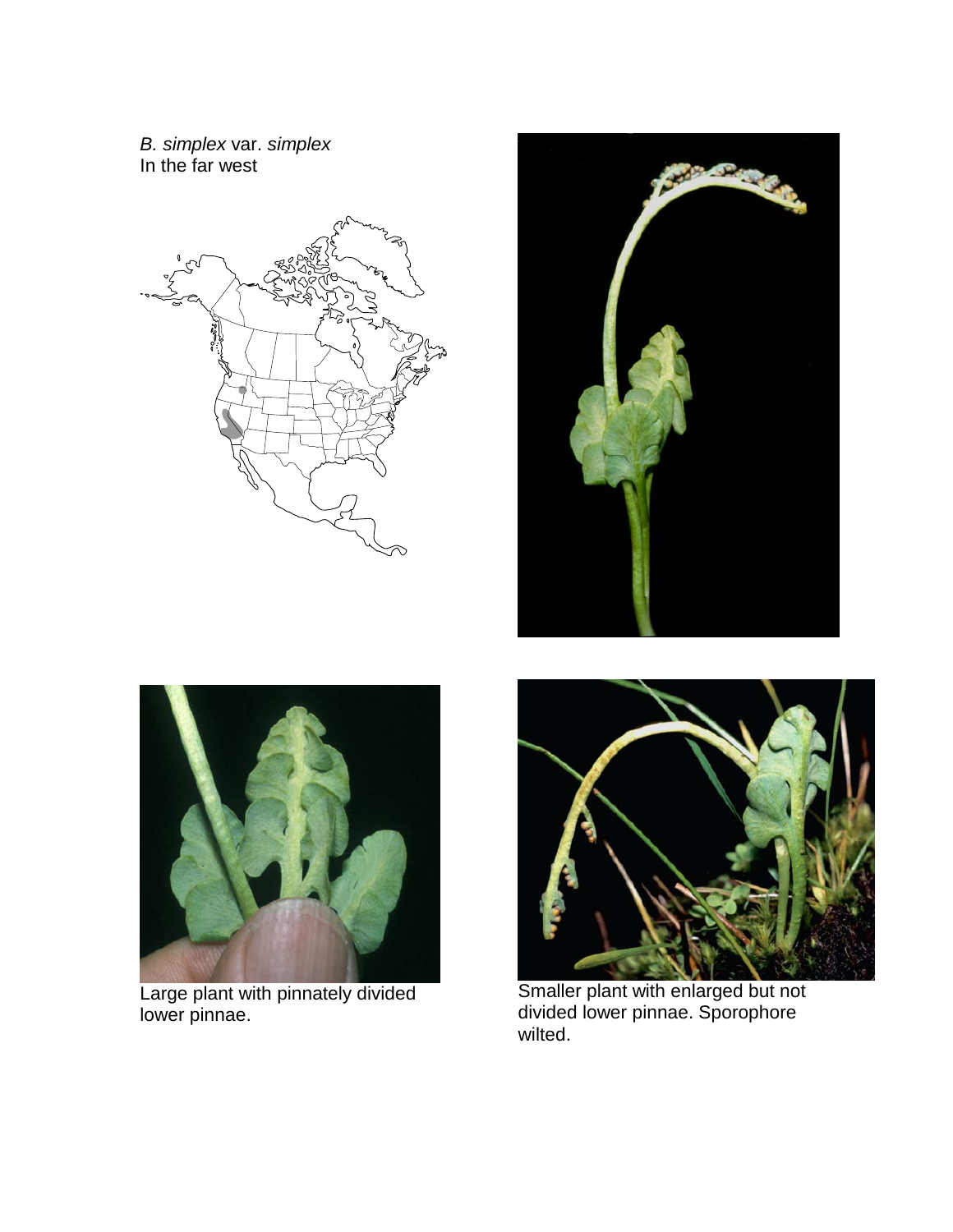*B. simplex* var. *simplex*
In the far west

Large plant with pinnately divided lower pinnae.

Smaller plant with enlarged but not divided lower pinnae. Sporophore wilted.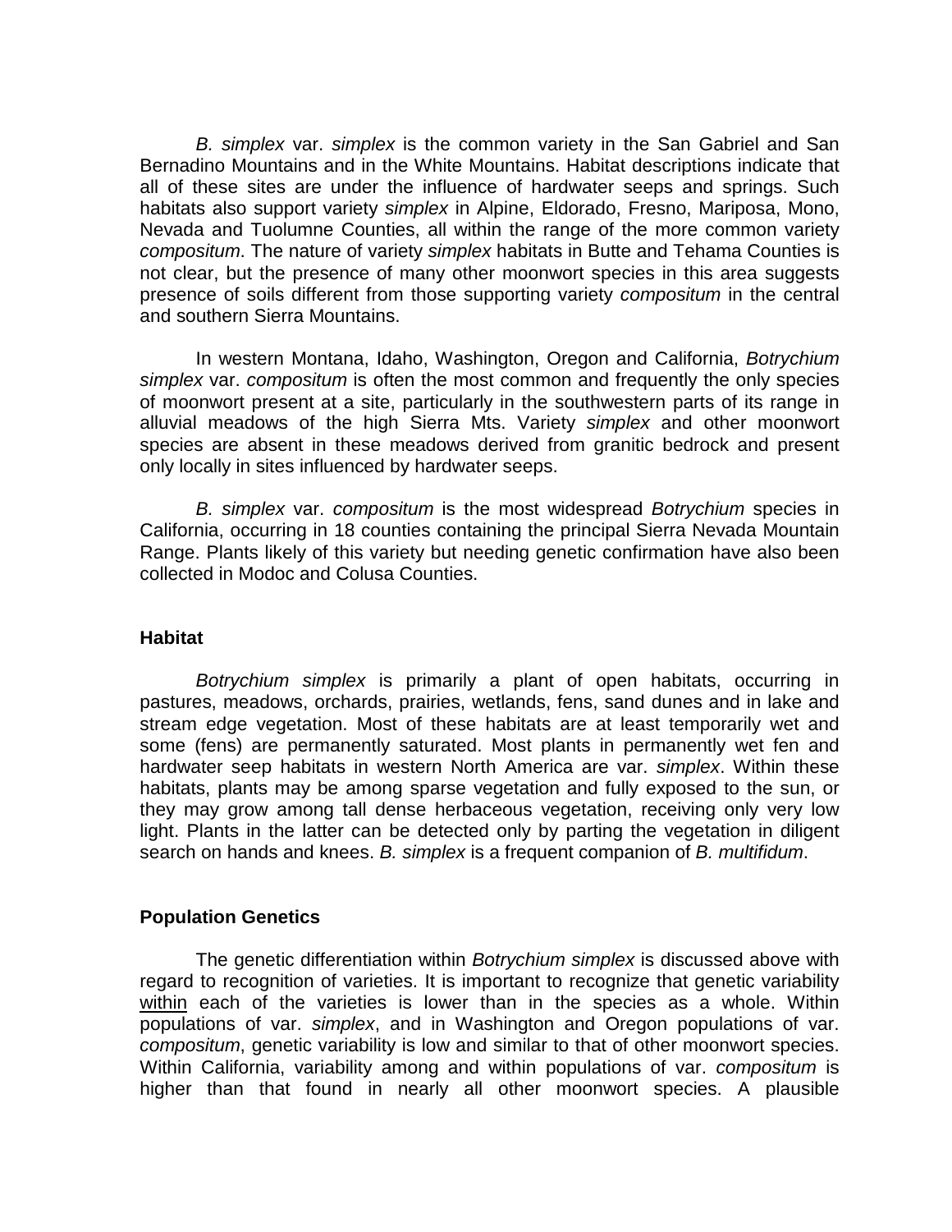*B. simplex* var. *simplex* is the common variety in the San Gabriel and San Bernadino Mountains and in the White Mountains. Habitat descriptions indicate that all of these sites are under the influence of hardwater seeps and springs. Such habitats also support variety *simplex* in Alpine, Eldorado, Fresno, Mariposa, Mono, Nevada and Tuolumne Counties, all within the range of the more common variety *compositum*. The nature of variety *simplex* habitats in Butte and Tehama Counties is not clear, but the presence of many other moonwort species in this area suggests presence of soils different from those supporting variety *compositum* in the central and southern Sierra Mountains.

In western Montana, Idaho, Washington, Oregon and California, *Botrychium simplex* var. *compositum* is often the most common and frequently the only species of moonwort present at a site, particularly in the southwestern parts of its range in alluvial meadows of the high Sierra Mts. Variety *simplex* and other moonwort species are absent in these meadows derived from granitic bedrock and present only locally in sites influenced by hardwater seeps.

*B. simplex* var. *compositum* is the most widespread *Botrychium* species in California, occurring in 18 counties containing the principal Sierra Nevada Mountain Range. Plants likely of this variety but needing genetic confirmation have also been collected in Modoc and Colusa Counties.

## Habitat

*Botrychium simplex* is primarily a plant of open habitats, occurring in pastures, meadows, orchards, prairies, wetlands, fens, sand dunes and in lake and stream edge vegetation. Most of these habitats are at least temporarily wet and some (fens) are permanently saturated. Most plants in permanently wet fen and hardwater seep habitats in western North America are var. *simplex*. Within these habitats, plants may be among sparse vegetation and fully exposed to the sun, or they may grow among tall dense herbaceous vegetation, receiving only very low light. Plants in the latter can be detected only by parting the vegetation in diligent search on hands and knees. *B. simplex* is a frequent companion of *B. multifidum*.

## Population Genetics

The genetic differentiation within *Botrychium simplex* is discussed above with regard to recognition of varieties. It is important to recognize that genetic variability within each of the varieties is lower than in the species as a whole. Within populations of var. *simplex*, and in Washington and Oregon populations of var. *compositum*, genetic variability is low and similar to that of other moonwort species. Within California, variability among and within populations of var. *compositum* is higher than that found in nearly all other moonwort species. A plausible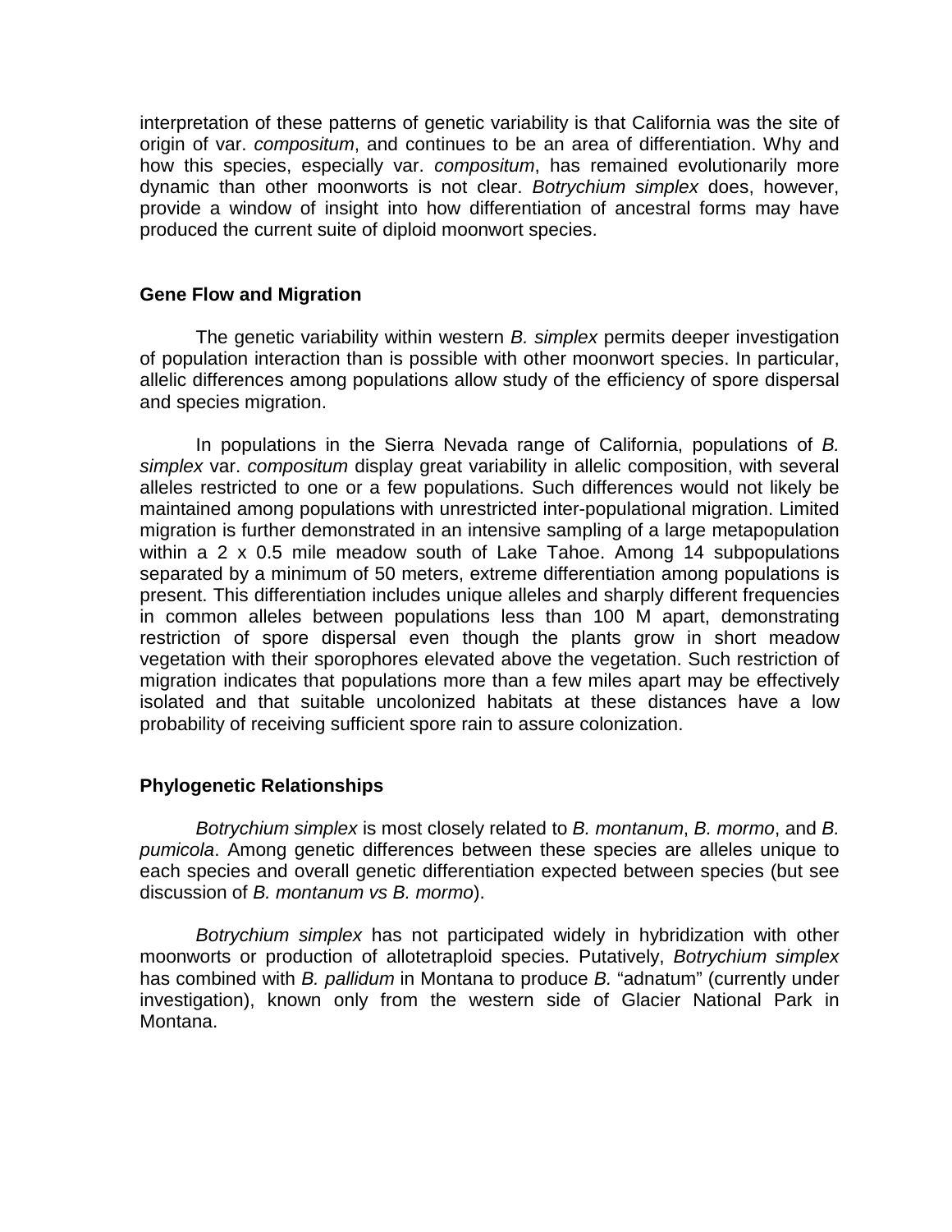interpretation of these patterns of genetic variability is that California was the site of origin of var. *compositum*, and continues to be an area of differentiation. Why and how this species, especially var. *compositum*, has remained evolutionarily more dynamic than other moonworts is not clear. *Botrychium simplex* does, however, provide a window of insight into how differentiation of ancestral forms may have produced the current suite of diploid moonwort species.

## Gene Flow and Migration

The genetic variability within western *B. simplex* permits deeper investigation of population interaction than is possible with other moonwort species. In particular, allelic differences among populations allow study of the efficiency of spore dispersal and species migration.

In populations in the Sierra Nevada range of California, populations of *B. simplex* var. *compositum* display great variability in allelic composition, with several alleles restricted to one or a few populations. Such differences would not likely be maintained among populations with unrestricted inter-populational migration. Limited migration is further demonstrated in an intensive sampling of a large metapopulation within a 2 x 0.5 mile meadow south of Lake Tahoe. Among 14 subpopulations separated by a minimum of 50 meters, extreme differentiation among populations is present. This differentiation includes unique alleles and sharply different frequencies in common alleles between populations less than 100 M apart, demonstrating restriction of spore dispersal even though the plants grow in short meadow vegetation with their sporophores elevated above the vegetation. Such restriction of migration indicates that populations more than a few miles apart may be effectively isolated and that suitable uncolonized habitats at these distances have a low probability of receiving sufficient spore rain to assure colonization.

## Phylogenetic Relationships

*Botrychium simplex* is most closely related to *B. montanum*, *B. mormo*, and *B. pumicola*. Among genetic differences between these species are alleles unique to each species and overall genetic differentiation expected between species (but see discussion of *B. montanum vs B. mormo*).

*Botrychium simplex* has not participated widely in hybridization with other moonworts or production of allotetraploid species. Putatively, *Botrychium simplex* has combined with *B. pallidum* in Montana to produce *B.* "adnatum" (currently under investigation), known only from the western side of Glacier National Park in Montana.